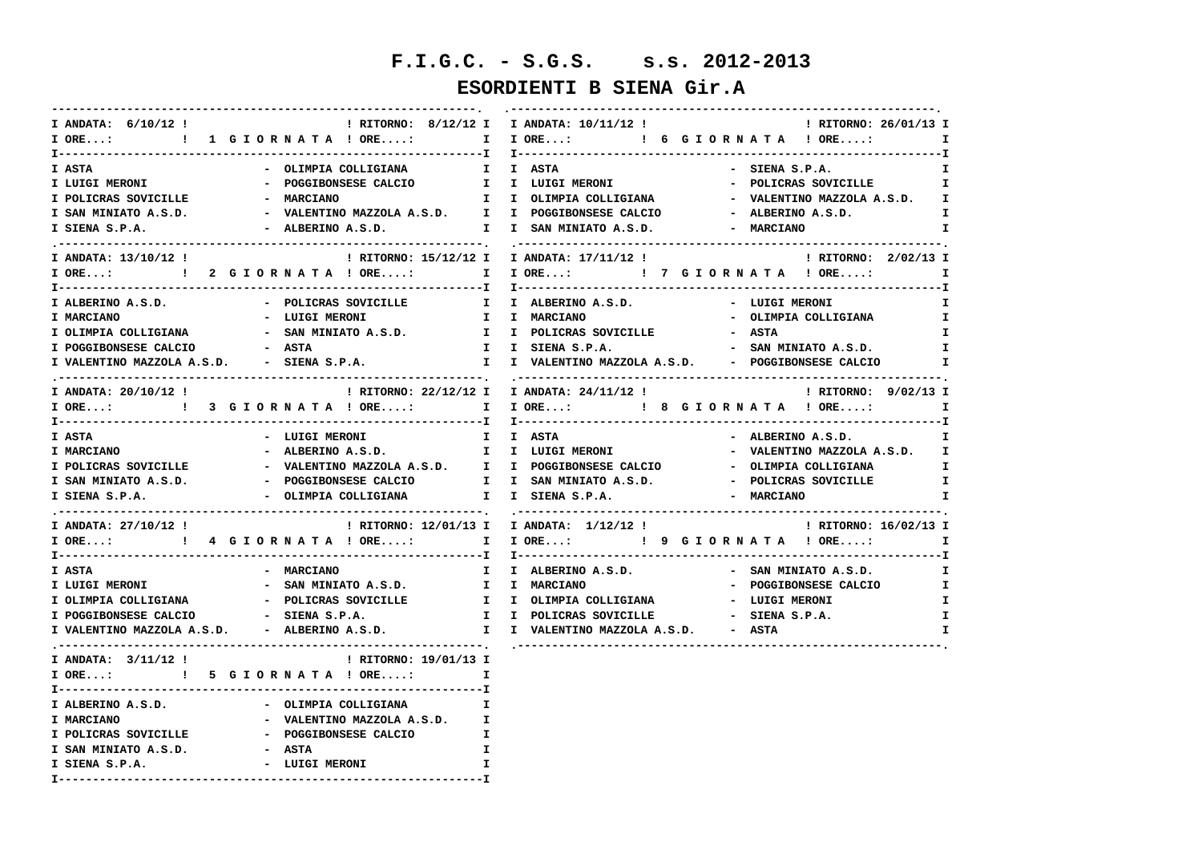# F.I.G.C. - S.G.S. s.s. 2012-2013

## ESORDIENTI B SIENA Gir.A

**1 GIORNATA** — ANDATA: 6/10/12 — RITORNO: 8/12/12 — ORE...:

| Casa | Ospite |
|---|---|
| ASTA | OLIMPIA COLLIGIANA |
| LUIGI MERONI | POGGIBONSESE CALCIO |
| POLICRAS SOVICILLE | MARCIANO |
| SAN MINIATO A.S.D. | VALENTINO MAZZOLA A.S.D. |
| SIENA S.P.A. | ALBERINO A.S.D. |

**2 GIORNATA** — ANDATA: 13/10/12 — RITORNO: 15/12/12 — ORE...:

| Casa | Ospite |
|---|---|
| ALBERINO A.S.D. | POLICRAS SOVICILLE |
| MARCIANO | LUIGI MERONI |
| OLIMPIA COLLIGIANA | SAN MINIATO A.S.D. |
| POGGIBONSESE CALCIO | ASTA |
| VALENTINO MAZZOLA A.S.D. | SIENA S.P.A. |

**3 GIORNATA** — ANDATA: 20/10/12 — RITORNO: 22/12/12 — ORE...:

| Casa | Ospite |
|---|---|
| ASTA | LUIGI MERONI |
| MARCIANO | ALBERINO A.S.D. |
| POLICRAS SOVICILLE | VALENTINO MAZZOLA A.S.D. |
| SAN MINIATO A.S.D. | POGGIBONSESE CALCIO |
| SIENA S.P.A. | OLIMPIA COLLIGIANA |

**4 GIORNATA** — ANDATA: 27/10/12 — RITORNO: 12/01/13 — ORE...:

| Casa | Ospite |
|---|---|
| ASTA | MARCIANO |
| LUIGI MERONI | SAN MINIATO A.S.D. |
| OLIMPIA COLLIGIANA | POLICRAS SOVICILLE |
| POGGIBONSESE CALCIO | SIENA S.P.A. |
| VALENTINO MAZZOLA A.S.D. | ALBERINO A.S.D. |

**5 GIORNATA** — ANDATA: 3/11/12 — RITORNO: 19/01/13 — ORE...:

| Casa | Ospite |
|---|---|
| ALBERINO A.S.D. | OLIMPIA COLLIGIANA |
| MARCIANO | VALENTINO MAZZOLA A.S.D. |
| POLICRAS SOVICILLE | POGGIBONSESE CALCIO |
| SAN MINIATO A.S.D. | ASTA |
| SIENA S.P.A. | LUIGI MERONI |

**6 GIORNATA** — ANDATA: 10/11/12 — RITORNO: 26/01/13 — ORE...:

| Casa | Ospite |
|---|---|
| ASTA | SIENA S.P.A. |
| LUIGI MERONI | POLICRAS SOVICILLE |
| OLIMPIA COLLIGIANA | VALENTINO MAZZOLA A.S.D. |
| POGGIBONSESE CALCIO | ALBERINO A.S.D. |
| SAN MINIATO A.S.D. | MARCIANO |

**7 GIORNATA** — ANDATA: 17/11/12 — RITORNO: 2/02/13 — ORE...:

| Casa | Ospite |
|---|---|
| ALBERINO A.S.D. | LUIGI MERONI |
| MARCIANO | OLIMPIA COLLIGIANA |
| POLICRAS SOVICILLE | ASTA |
| SIENA S.P.A. | SAN MINIATO A.S.D. |
| VALENTINO MAZZOLA A.S.D. | POGGIBONSESE CALCIO |

**8 GIORNATA** — ANDATA: 24/11/12 — RITORNO: 9/02/13 — ORE...:

| Casa | Ospite |
|---|---|
| ASTA | ALBERINO A.S.D. |
| LUIGI MERONI | VALENTINO MAZZOLA A.S.D. |
| POGGIBONSESE CALCIO | OLIMPIA COLLIGIANA |
| SAN MINIATO A.S.D. | POLICRAS SOVICILLE |
| SIENA S.P.A. | MARCIANO |

**9 GIORNATA** — ANDATA: 1/12/12 — RITORNO: 16/02/13 — ORE...:

| Casa | Ospite |
|---|---|
| ALBERINO A.S.D. | SAN MINIATO A.S.D. |
| MARCIANO | POGGIBONSESE CALCIO |
| OLIMPIA COLLIGIANA | LUIGI MERONI |
| POLICRAS SOVICILLE | SIENA S.P.A. |
| VALENTINO MAZZOLA A.S.D. | ASTA |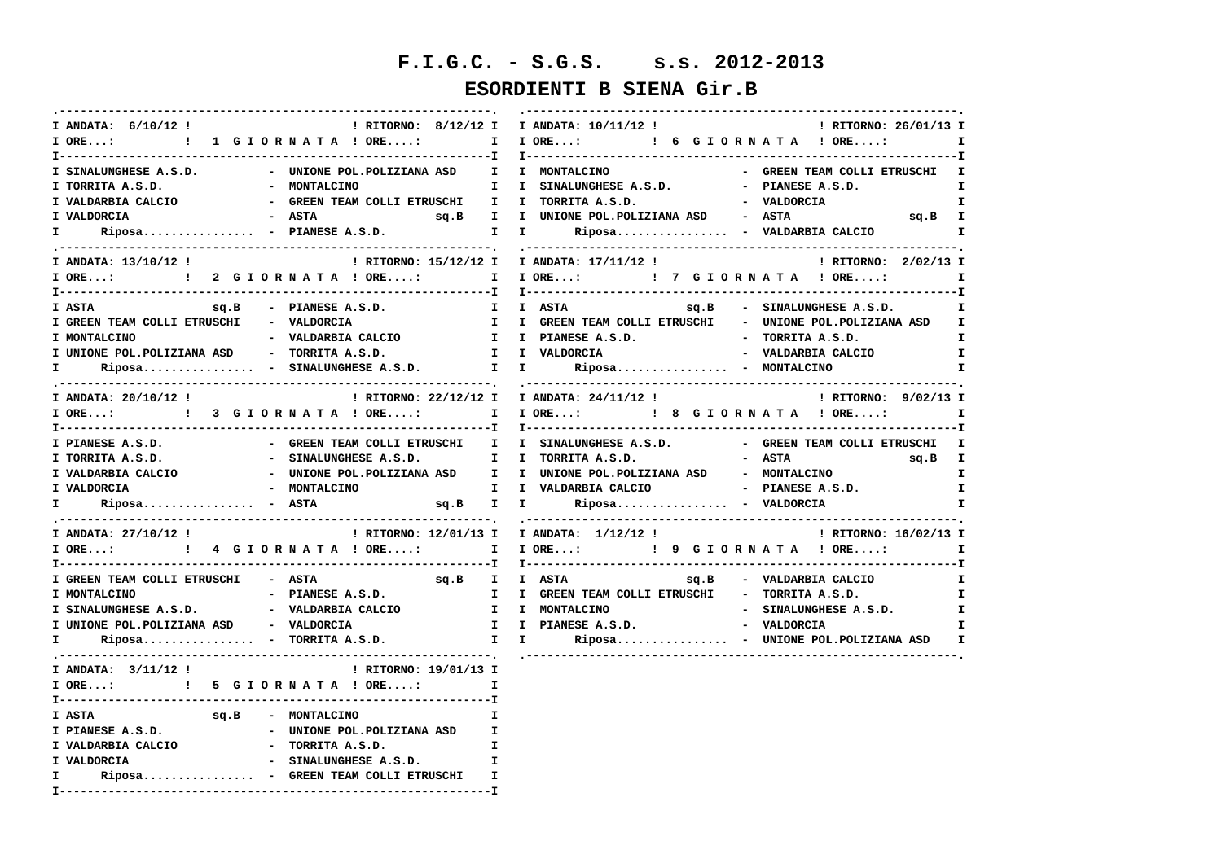# F.I.G.C. - S.G.S. s.s. 2012-2013

## ESORDIENTI B SIENA Gir.B

### 1 GIORNATA — ANDATA: 6/10/12 ! RITORNO: 8/12/12

ORE...: ! ORE....:

| Casa | Ospite |
|---|---|
| SINALUNGHESE A.S.D. | UNIONE POL.POLIZIANA ASD |
| TORRITA A.S.D. | MONTALCINO |
| VALDARBIA CALCIO | GREEN TEAM COLLI ETRUSCHI |
| VALDORCIA | ASTA sq.B |
| Riposa................ | PIANESE A.S.D. |

### 2 GIORNATA — ANDATA: 13/10/12 ! RITORNO: 15/12/12

ORE...: ! ORE....:

| Casa | Ospite |
|---|---|
| ASTA sq.B | PIANESE A.S.D. |
| GREEN TEAM COLLI ETRUSCHI | VALDORCIA |
| MONTALCINO | VALDARBIA CALCIO |
| UNIONE POL.POLIZIANA ASD | TORRITA A.S.D. |
| Riposa................ | SINALUNGHESE A.S.D. |

### 3 GIORNATA — ANDATA: 20/10/12 ! RITORNO: 22/12/12

ORE...: ! ORE....:

| Casa | Ospite |
|---|---|
| PIANESE A.S.D. | GREEN TEAM COLLI ETRUSCHI |
| TORRITA A.S.D. | SINALUNGHESE A.S.D. |
| VALDARBIA CALCIO | UNIONE POL.POLIZIANA ASD |
| VALDORCIA | MONTALCINO |
| Riposa................ | ASTA sq.B |

### 4 GIORNATA — ANDATA: 27/10/12 ! RITORNO: 12/01/13

ORE...: ! ORE....:

| Casa | Ospite |
|---|---|
| GREEN TEAM COLLI ETRUSCHI | ASTA sq.B |
| MONTALCINO | PIANESE A.S.D. |
| SINALUNGHESE A.S.D. | VALDARBIA CALCIO |
| UNIONE POL.POLIZIANA ASD | VALDORCIA |
| Riposa................ | TORRITA A.S.D. |

### 5 GIORNATA — ANDATA: 3/11/12 ! RITORNO: 19/01/13

ORE...: ! ORE....:

| Casa | Ospite |
|---|---|
| ASTA sq.B | MONTALCINO |
| PIANESE A.S.D. | UNIONE POL.POLIZIANA ASD |
| VALDARBIA CALCIO | TORRITA A.S.D. |
| VALDORCIA | SINALUNGHESE A.S.D. |
| Riposa................ | GREEN TEAM COLLI ETRUSCHI |

### 6 GIORNATA — ANDATA: 10/11/12 ! RITORNO: 26/01/13

ORE...: ! ORE....:

| Casa | Ospite |
|---|---|
| MONTALCINO | GREEN TEAM COLLI ETRUSCHI |
| SINALUNGHESE A.S.D. | PIANESE A.S.D. |
| TORRITA A.S.D. | VALDORCIA |
| UNIONE POL.POLIZIANA ASD | ASTA sq.B |
| Riposa................ | VALDARBIA CALCIO |

### 7 GIORNATA — ANDATA: 17/11/12 ! RITORNO: 2/02/13

ORE...: ! ORE....:

| Casa | Ospite |
|---|---|
| ASTA sq.B | SINALUNGHESE A.S.D. |
| GREEN TEAM COLLI ETRUSCHI | UNIONE POL.POLIZIANA ASD |
| PIANESE A.S.D. | TORRITA A.S.D. |
| VALDORCIA | VALDARBIA CALCIO |
| Riposa................ | MONTALCINO |

### 8 GIORNATA — ANDATA: 24/11/12 ! RITORNO: 9/02/13

ORE...: ! ORE....:

| Casa | Ospite |
|---|---|
| SINALUNGHESE A.S.D. | GREEN TEAM COLLI ETRUSCHI |
| TORRITA A.S.D. | ASTA sq.B |
| UNIONE POL.POLIZIANA ASD | MONTALCINO |
| VALDARBIA CALCIO | PIANESE A.S.D. |
| Riposa................ | VALDORCIA |

### 9 GIORNATA — ANDATA: 1/12/12 ! RITORNO: 16/02/13

ORE...: ! ORE....:

| Casa | Ospite |
|---|---|
| ASTA sq.B | VALDARBIA CALCIO |
| GREEN TEAM COLLI ETRUSCHI | TORRITA A.S.D. |
| MONTALCINO | SINALUNGHESE A.S.D. |
| PIANESE A.S.D. | VALDORCIA |
| Riposa................ | UNIONE POL.POLIZIANA ASD |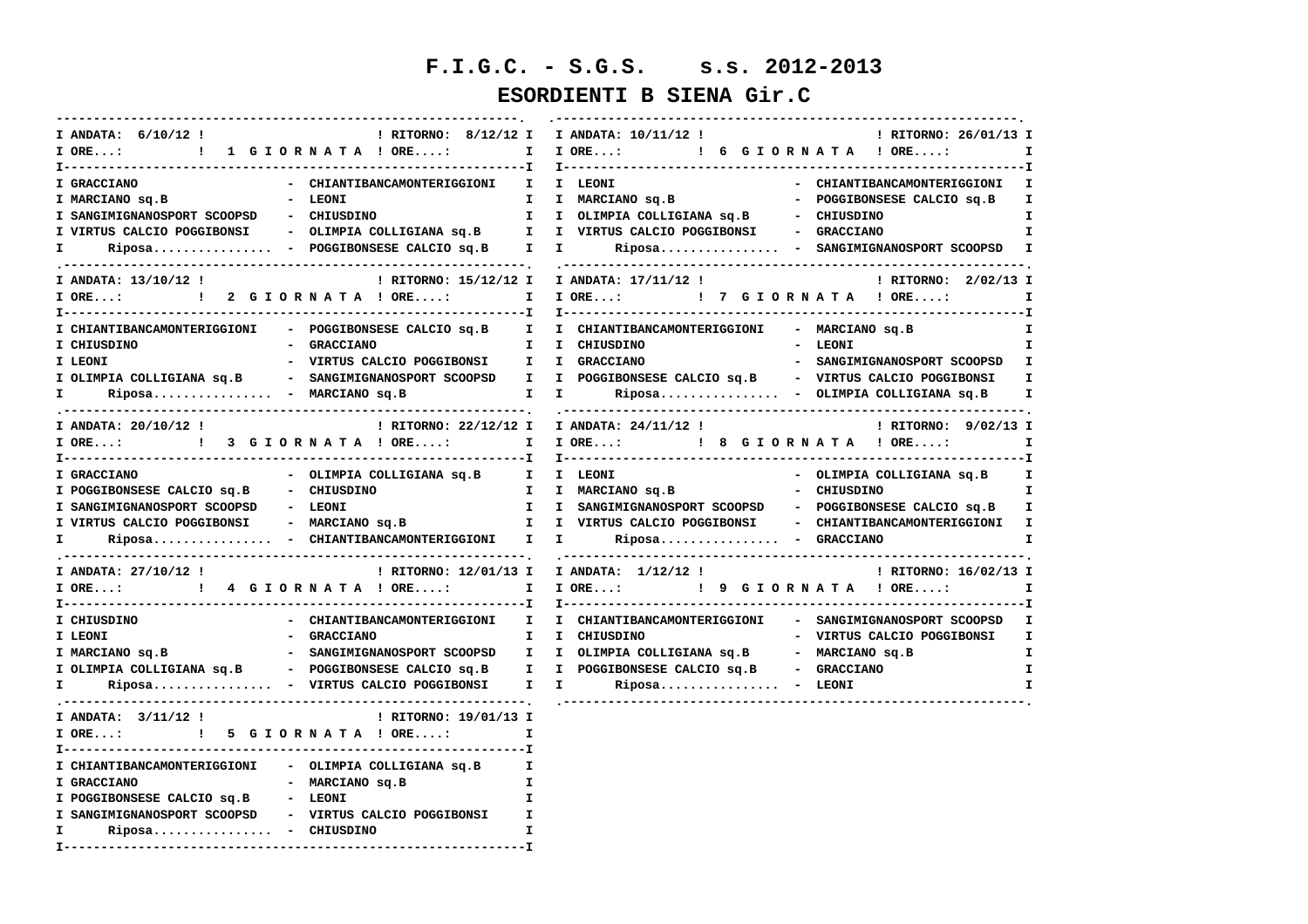# F.I.G.C. - S.G.S. s.s. 2012-2013

## ESORDIENTI B SIENA Gir.C

**ANDATA: 6/10/12 — 1 GIORNATA — RITORNO: 8/12/12**

ORE...: | ORE....:

| | |
|---|---|
| GRACCIANO | CHIANTIBANCAMONTERIGGIONI |
| MARCIANO sq.B | LEONI |
| SANGIMIGNANOSPORT SCOOPSD | CHIUSDINO |
| VIRTUS CALCIO POGGIBONSI | OLIMPIA COLLIGIANA sq.B |
| Riposa................ | POGGIBONSESE CALCIO sq.B |

**ANDATA: 13/10/12 — 2 GIORNATA — RITORNO: 15/12/12**

ORE...: | ORE....:

| | |
|---|---|
| CHIANTIBANCAMONTERIGGIONI | POGGIBONSESE CALCIO sq.B |
| CHIUSDINO | GRACCIANO |
| LEONI | VIRTUS CALCIO POGGIBONSI |
| OLIMPIA COLLIGIANA sq.B | SANGIMIGNANOSPORT SCOOPSD |
| Riposa................ | MARCIANO sq.B |

**ANDATA: 20/10/12 — 3 GIORNATA — RITORNO: 22/12/12**

ORE...: | ORE....:

| | |
|---|---|
| GRACCIANO | OLIMPIA COLLIGIANA sq.B |
| POGGIBONSESE CALCIO sq.B | CHIUSDINO |
| SANGIMIGNANOSPORT SCOOPSD | LEONI |
| VIRTUS CALCIO POGGIBONSI | MARCIANO sq.B |
| Riposa................ | CHIANTIBANCAMONTERIGGIONI |

**ANDATA: 27/10/12 — 4 GIORNATA — RITORNO: 12/01/13**

ORE...: | ORE....:

| | |
|---|---|
| CHIUSDINO | CHIANTIBANCAMONTERIGGIONI |
| LEONI | GRACCIANO |
| MARCIANO sq.B | SANGIMIGNANOSPORT SCOOPSD |
| OLIMPIA COLLIGIANA sq.B | POGGIBONSESE CALCIO sq.B |
| Riposa................ | VIRTUS CALCIO POGGIBONSI |

**ANDATA: 3/11/12 — 5 GIORNATA — RITORNO: 19/01/13**

ORE...: | ORE....:

| | |
|---|---|
| CHIANTIBANCAMONTERIGGIONI | OLIMPIA COLLIGIANA sq.B |
| GRACCIANO | MARCIANO sq.B |
| POGGIBONSESE CALCIO sq.B | LEONI |
| SANGIMIGNANOSPORT SCOOPSD | VIRTUS CALCIO POGGIBONSI |
| Riposa................ | CHIUSDINO |

**ANDATA: 10/11/12 — 6 GIORNATA — RITORNO: 26/01/13**

ORE...: | ORE....:

| | |
|---|---|
| LEONI | CHIANTIBANCAMONTERIGGIONI |
| MARCIANO sq.B | POGGIBONSESE CALCIO sq.B |
| OLIMPIA COLLIGIANA sq.B | CHIUSDINO |
| VIRTUS CALCIO POGGIBONSI | GRACCIANO |
| Riposa................ | SANGIMIGNANOSPORT SCOOPSD |

**ANDATA: 17/11/12 — 7 GIORNATA — RITORNO: 2/02/13**

ORE...: | ORE....:

| | |
|---|---|
| CHIANTIBANCAMONTERIGGIONI | MARCIANO sq.B |
| CHIUSDINO | LEONI |
| GRACCIANO | SANGIMIGNANOSPORT SCOOPSD |
| POGGIBONSESE CALCIO sq.B | VIRTUS CALCIO POGGIBONSI |
| Riposa................ | OLIMPIA COLLIGIANA sq.B |

**ANDATA: 24/11/12 — 8 GIORNATA — RITORNO: 9/02/13**

ORE...: | ORE....:

| | |
|---|---|
| LEONI | OLIMPIA COLLIGIANA sq.B |
| MARCIANO sq.B | CHIUSDINO |
| SANGIMIGNANOSPORT SCOOPSD | POGGIBONSESE CALCIO sq.B |
| VIRTUS CALCIO POGGIBONSI | CHIANTIBANCAMONTERIGGIONI |
| Riposa................ | GRACCIANO |

**ANDATA: 1/12/12 — 9 GIORNATA — RITORNO: 16/02/13**

ORE...: | ORE....:

| | |
|---|---|
| CHIANTIBANCAMONTERIGGIONI | SANGIMIGNANOSPORT SCOOPSD |
| CHIUSDINO | VIRTUS CALCIO POGGIBONSI |
| OLIMPIA COLLIGIANA sq.B | MARCIANO sq.B |
| POGGIBONSESE CALCIO sq.B | GRACCIANO |
| Riposa................ | LEONI |